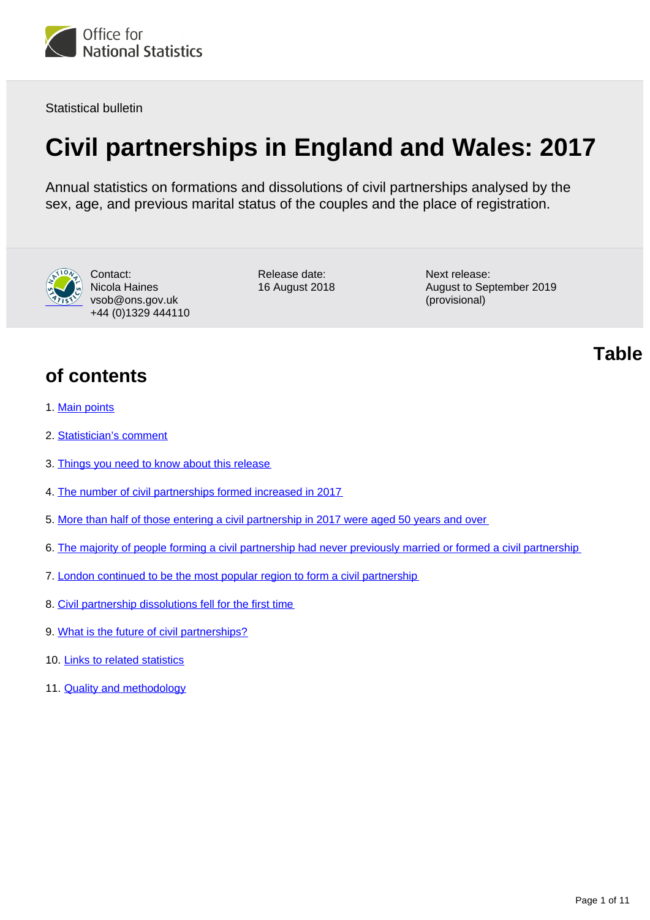Office for National Statistics

Statistical bulletin

# Civil partnerships in England and Wales: 2017

Annual statistics on formations and dissolutions of civil partnerships analysed by the sex, age, and previous marital status of the couples and the place of registration.

Contact:
Nicola Haines
vsob@ons.gov.uk
+44 (0)1329 444110

Release date:
16 August 2018

Next release:
August to September 2019 (provisional)

## Table of contents

1. Main points
2. Statistician's comment
3. Things you need to know about this release
4. The number of civil partnerships formed increased in 2017
5. More than half of those entering a civil partnership in 2017 were aged 50 years and over
6. The majority of people forming a civil partnership had never previously married or formed a civil partnership
7. London continued to be the most popular region to form a civil partnership
8. Civil partnership dissolutions fell for the first time
9. What is the future of civil partnerships?
10. Links to related statistics
11. Quality and methodology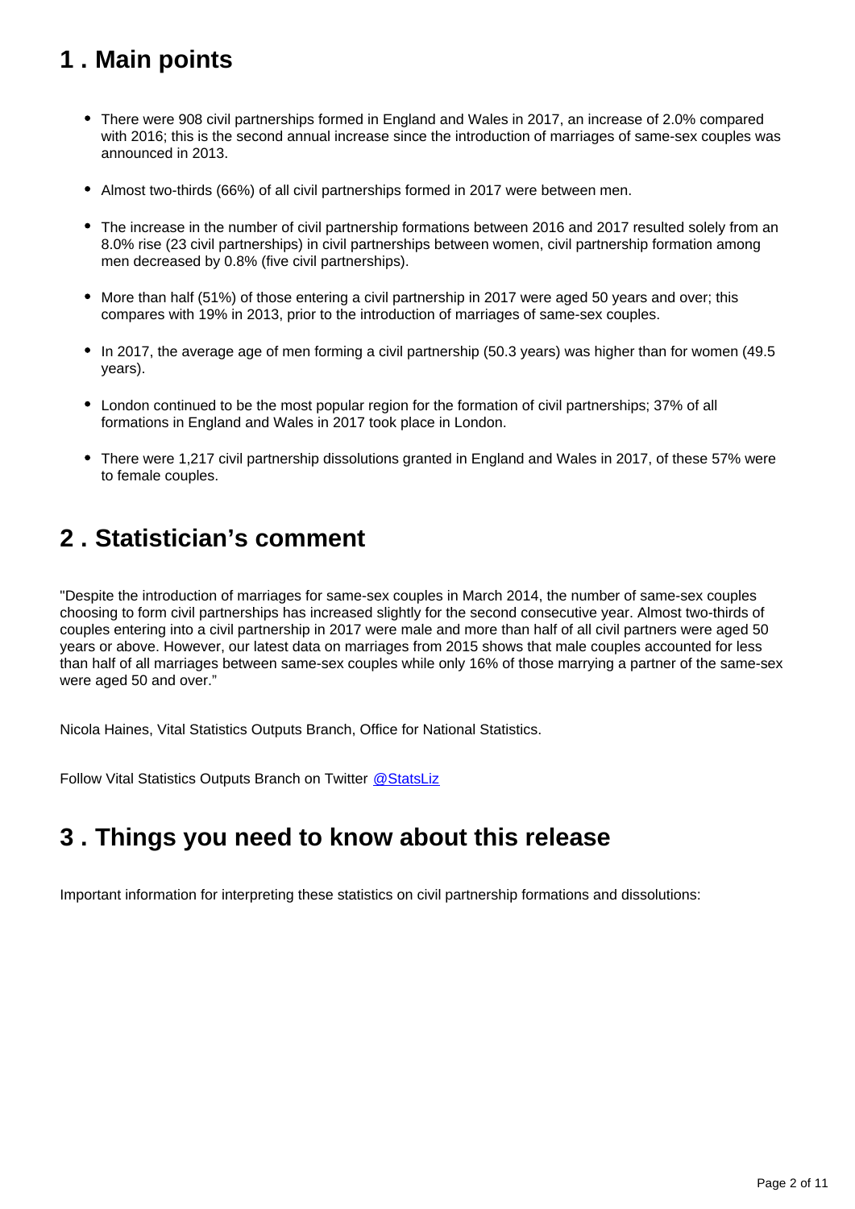## 1 . Main points

- There were 908 civil partnerships formed in England and Wales in 2017, an increase of 2.0% compared with 2016; this is the second annual increase since the introduction of marriages of same-sex couples was announced in 2013.
- Almost two-thirds (66%) of all civil partnerships formed in 2017 were between men.
- The increase in the number of civil partnership formations between 2016 and 2017 resulted solely from an 8.0% rise (23 civil partnerships) in civil partnerships between women, civil partnership formation among men decreased by 0.8% (five civil partnerships).
- More than half (51%) of those entering a civil partnership in 2017 were aged 50 years and over; this compares with 19% in 2013, prior to the introduction of marriages of same-sex couples.
- In 2017, the average age of men forming a civil partnership (50.3 years) was higher than for women (49.5 years).
- London continued to be the most popular region for the formation of civil partnerships; 37% of all formations in England and Wales in 2017 took place in London.
- There were 1,217 civil partnership dissolutions granted in England and Wales in 2017, of these 57% were to female couples.

## 2 . Statistician's comment

"Despite the introduction of marriages for same-sex couples in March 2014, the number of same-sex couples choosing to form civil partnerships has increased slightly for the second consecutive year. Almost two-thirds of couples entering into a civil partnership in 2017 were male and more than half of all civil partners were aged 50 years or above. However, our latest data on marriages from 2015 shows that male couples accounted for less than half of all marriages between same-sex couples while only 16% of those marrying a partner of the same-sex were aged 50 and over."

Nicola Haines, Vital Statistics Outputs Branch, Office for National Statistics.

Follow Vital Statistics Outputs Branch on Twitter [@StatsLiz]

## 3 . Things you need to know about this release

Important information for interpreting these statistics on civil partnership formations and dissolutions: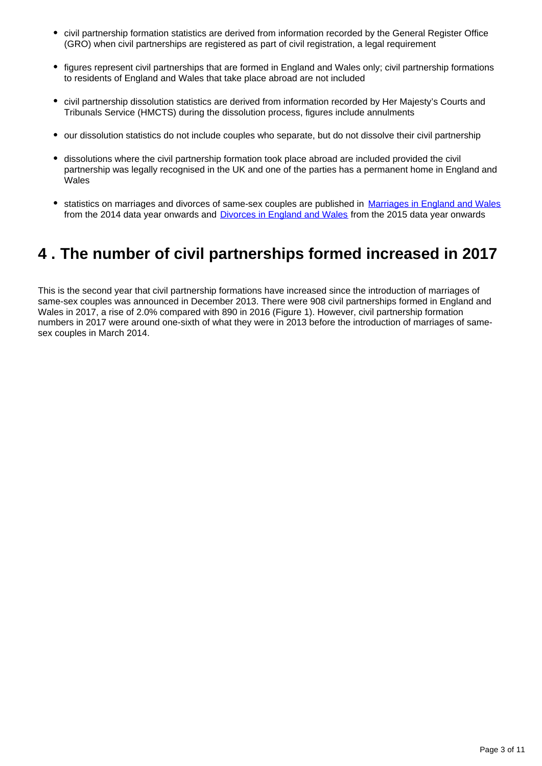- civil partnership formation statistics are derived from information recorded by the General Register Office (GRO) when civil partnerships are registered as part of civil registration, a legal requirement
- figures represent civil partnerships that are formed in England and Wales only; civil partnership formations to residents of England and Wales that take place abroad are not included
- civil partnership dissolution statistics are derived from information recorded by Her Majesty's Courts and Tribunals Service (HMCTS) during the dissolution process, figures include annulments
- our dissolution statistics do not include couples who separate, but do not dissolve their civil partnership
- dissolutions where the civil partnership formation took place abroad are included provided the civil partnership was legally recognised in the UK and one of the parties has a permanent home in England and Wales
- statistics on marriages and divorces of same-sex couples are published in Marriages in England and Wales from the 2014 data year onwards and Divorces in England and Wales from the 2015 data year onwards

## 4 . The number of civil partnerships formed increased in 2017

This is the second year that civil partnership formations have increased since the introduction of marriages of same-sex couples was announced in December 2013. There were 908 civil partnerships formed in England and Wales in 2017, a rise of 2.0% compared with 890 in 2016 (Figure 1). However, civil partnership formation numbers in 2017 were around one-sixth of what they were in 2013 before the introduction of marriages of same-sex couples in March 2014.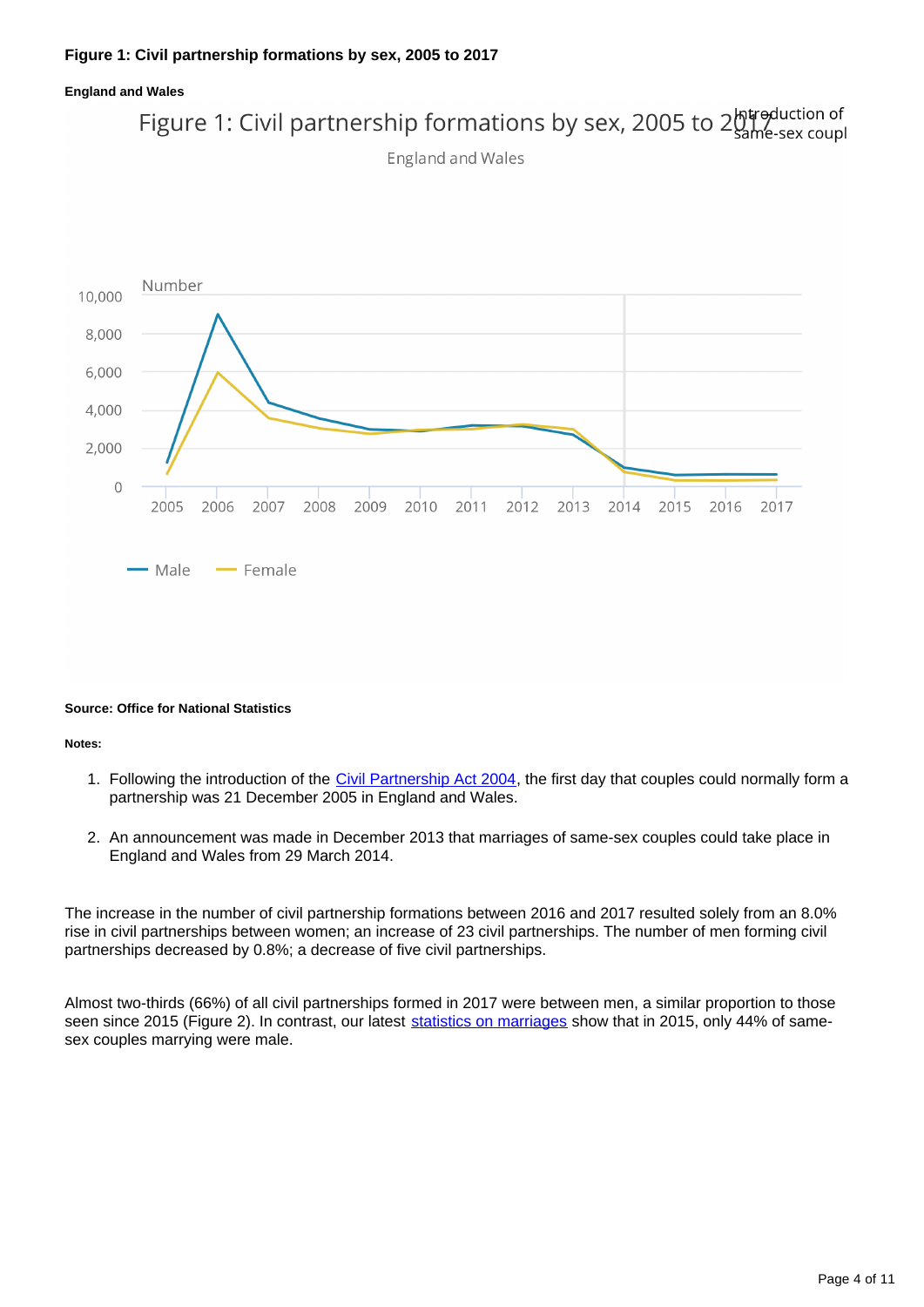**Figure 1: Civil partnership formations by sex, 2005 to 2017**

**England and Wales**

Figure 1: Civil partnership formations by sex, 2005 to 2017

England and Wales

Introduction of same-sex coupl

Number

10,000
8,000
6,000
4,000
2,000
0

2005 2006 2007 2008 2009 2010 2011 2012 2013 2014 2015 2016 2017

Male
Female

**Source: Office for National Statistics**

**Notes:**

1. Following the introduction of the Civil Partnership Act 2004, the first day that couples could normally form a partnership was 21 December 2005 in England and Wales.

2. An announcement was made in December 2013 that marriages of same-sex couples could take place in England and Wales from 29 March 2014.

The increase in the number of civil partnership formations between 2016 and 2017 resulted solely from an 8.0% rise in civil partnerships between women; an increase of 23 civil partnerships. The number of men forming civil partnerships decreased by 0.8%; a decrease of five civil partnerships.

Almost two-thirds (66%) of all civil partnerships formed in 2017 were between men, a similar proportion to those seen since 2015 (Figure 2). In contrast, our latest statistics on marriages show that in 2015, only 44% of same-sex couples marrying were male.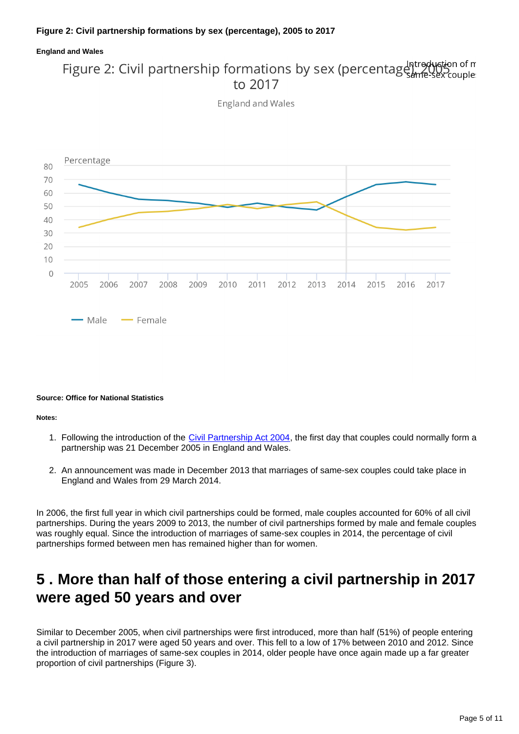**Figure 2: Civil partnership formations by sex (percentage), 2005 to 2017**

**England and Wales**

Figure 2: Civil partnership formations by sex (percentage), 2005 to 2017

England and Wales

Introduction of marriages of same-sex couples

Percentage

80
70
60
50
40
30
20
10
0

2005 2006 2007 2008 2009 2010 2011 2012 2013 2014 2015 2016 2017

Male Female

**Source: Office for National Statistics**

**Notes:**

1. Following the introduction of the Civil Partnership Act 2004, the first day that couples could normally form a partnership was 21 December 2005 in England and Wales.

2. An announcement was made in December 2013 that marriages of same-sex couples could take place in England and Wales from 29 March 2014.

In 2006, the first full year in which civil partnerships could be formed, male couples accounted for 60% of all civil partnerships. During the years 2009 to 2013, the number of civil partnerships formed by male and female couples was roughly equal. Since the introduction of marriages of same-sex couples in 2014, the percentage of civil partnerships formed between men has remained higher than for women.

## 5 . More than half of those entering a civil partnership in 2017 were aged 50 years and over

Similar to December 2005, when civil partnerships were first introduced, more than half (51%) of people entering a civil partnership in 2017 were aged 50 years and over. This fell to a low of 17% between 2010 and 2012. Since the introduction of marriages of same-sex couples in 2014, older people have once again made up a far greater proportion of civil partnerships (Figure 3).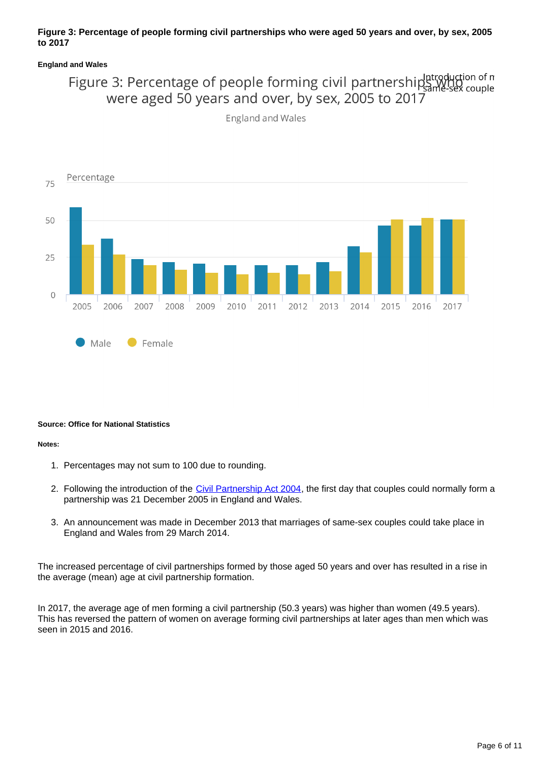**Figure 3: Percentage of people forming civil partnerships who were aged 50 years and over, by sex, 2005 to 2017**

**England and Wales**

Figure 3: Percentage of people forming civil partnerships who were aged 50 years and over, by sex, 2005 to 2017

England and Wales

Introduction of marriages of same-sex couples

Percentage

75

50

25

0

2005 2006 2007 2008 2009 2010 2011 2012 2013 2014 2015 2016 2017

Male Female

**Source: Office for National Statistics**

**Notes:**

1. Percentages may not sum to 100 due to rounding.
2. Following the introduction of the Civil Partnership Act 2004, the first day that couples could normally form a partnership was 21 December 2005 in England and Wales.
3. An announcement was made in December 2013 that marriages of same-sex couples could take place in England and Wales from 29 March 2014.

The increased percentage of civil partnerships formed by those aged 50 years and over has resulted in a rise in the average (mean) age at civil partnership formation.

In 2017, the average age of men forming a civil partnership (50.3 years) was higher than women (49.5 years). This has reversed the pattern of women on average forming civil partnerships at later ages than men which was seen in 2015 and 2016.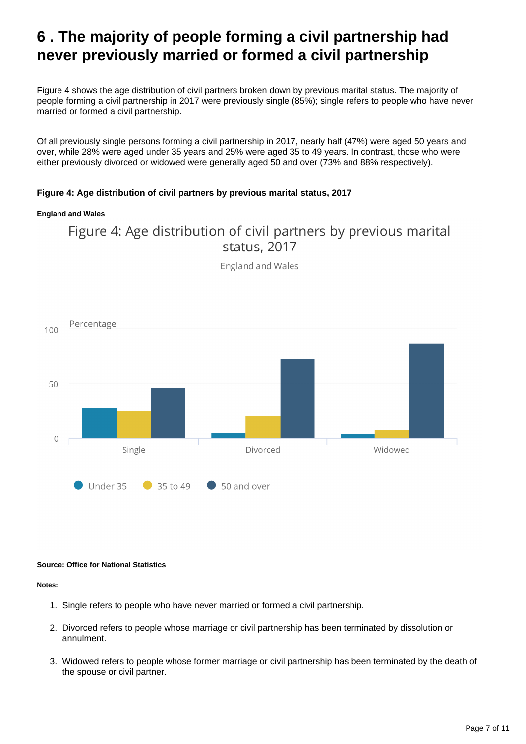## 6 . The majority of people forming a civil partnership had never previously married or formed a civil partnership

Figure 4 shows the age distribution of civil partners broken down by previous marital status. The majority of people forming a civil partnership in 2017 were previously single (85%); single refers to people who have never married or formed a civil partnership.

Of all previously single persons forming a civil partnership in 2017, nearly half (47%) were aged 50 years and over, while 28% were aged under 35 years and 25% were aged 35 to 49 years. In contrast, those who were either previously divorced or widowed were generally aged 50 and over (73% and 88% respectively).

**Figure 4: Age distribution of civil partners by previous marital status, 2017**

**England and Wales**

Figure 4: Age distribution of civil partners by previous marital status, 2017

England and Wales

Percentage

100

50

0

Single

Divorced

Widowed

Under 35

35 to 49

50 and over

**Source: Office for National Statistics**

**Notes:**

1. Single refers to people who have never married or formed a civil partnership.
2. Divorced refers to people whose marriage or civil partnership has been terminated by dissolution or annulment.
3. Widowed refers to people whose former marriage or civil partnership has been terminated by the death of the spouse or civil partner.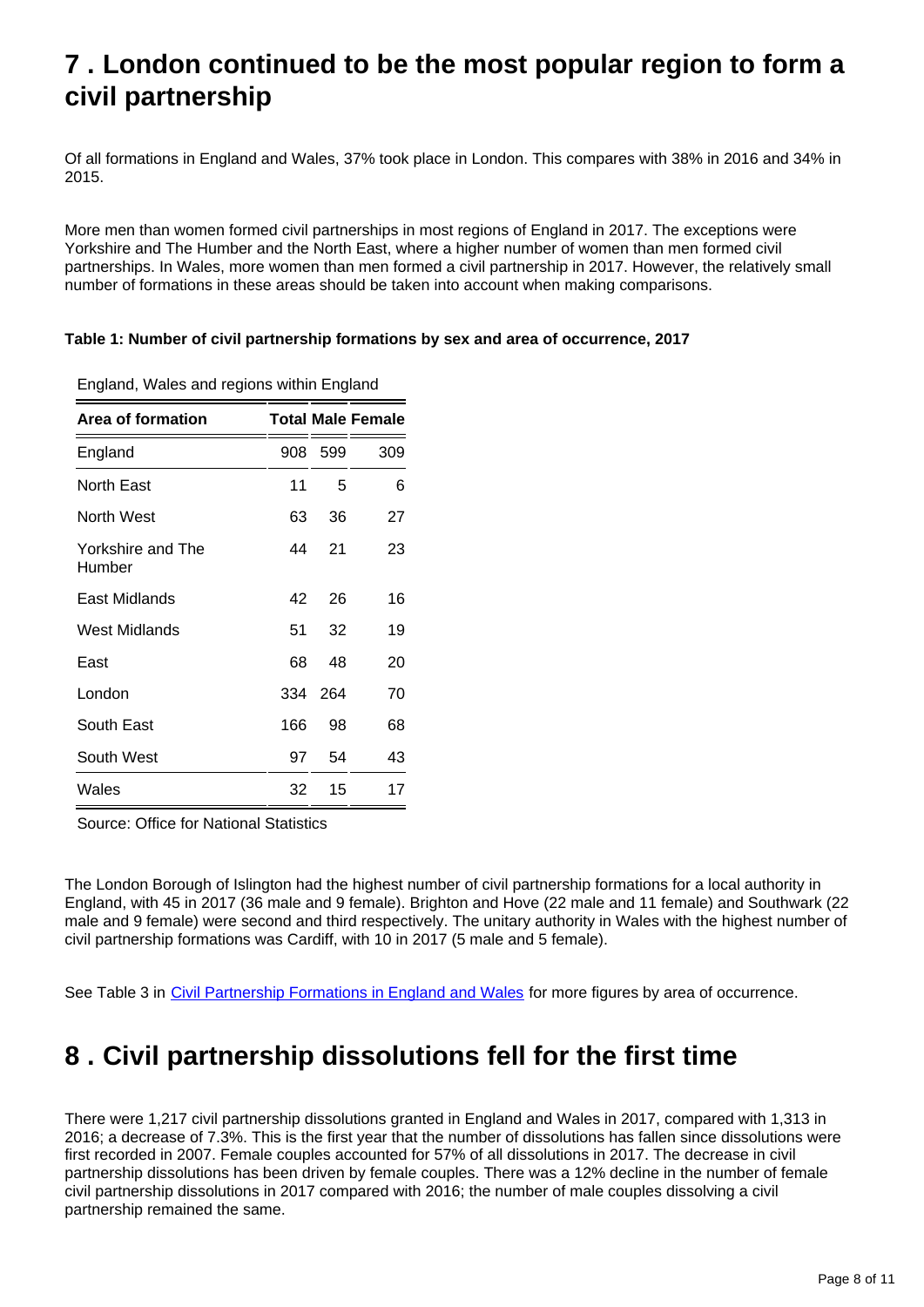## 7 . London continued to be the most popular region to form a civil partnership

Of all formations in England and Wales, 37% took place in London. This compares with 38% in 2016 and 34% in 2015.

More men than women formed civil partnerships in most regions of England in 2017. The exceptions were Yorkshire and The Humber and the North East, where a higher number of women than men formed civil partnerships. In Wales, more women than men formed a civil partnership in 2017. However, the relatively small number of formations in these areas should be taken into account when making comparisons.

**Table 1: Number of civil partnership formations by sex and area of occurrence, 2017**

England, Wales and regions within England

| Area of formation | Total | Male | Female |
|---|---|---|---|
| England | 908 | 599 | 309 |
| North East | 11 | 5 | 6 |
| North West | 63 | 36 | 27 |
| Yorkshire and The Humber | 44 | 21 | 23 |
| East Midlands | 42 | 26 | 16 |
| West Midlands | 51 | 32 | 19 |
| East | 68 | 48 | 20 |
| London | 334 | 264 | 70 |
| South East | 166 | 98 | 68 |
| South West | 97 | 54 | 43 |
| Wales | 32 | 15 | 17 |

Source: Office for National Statistics

The London Borough of Islington had the highest number of civil partnership formations for a local authority in England, with 45 in 2017 (36 male and 9 female). Brighton and Hove (22 male and 11 female) and Southwark (22 male and 9 female) were second and third respectively. The unitary authority in Wales with the highest number of civil partnership formations was Cardiff, with 10 in 2017 (5 male and 5 female).

See Table 3 in Civil Partnership Formations in England and Wales for more figures by area of occurrence.

## 8 . Civil partnership dissolutions fell for the first time

There were 1,217 civil partnership dissolutions granted in England and Wales in 2017, compared with 1,313 in 2016; a decrease of 7.3%. This is the first year that the number of dissolutions has fallen since dissolutions were first recorded in 2007. Female couples accounted for 57% of all dissolutions in 2017. The decrease in civil partnership dissolutions has been driven by female couples. There was a 12% decline in the number of female civil partnership dissolutions in 2017 compared with 2016; the number of male couples dissolving a civil partnership remained the same.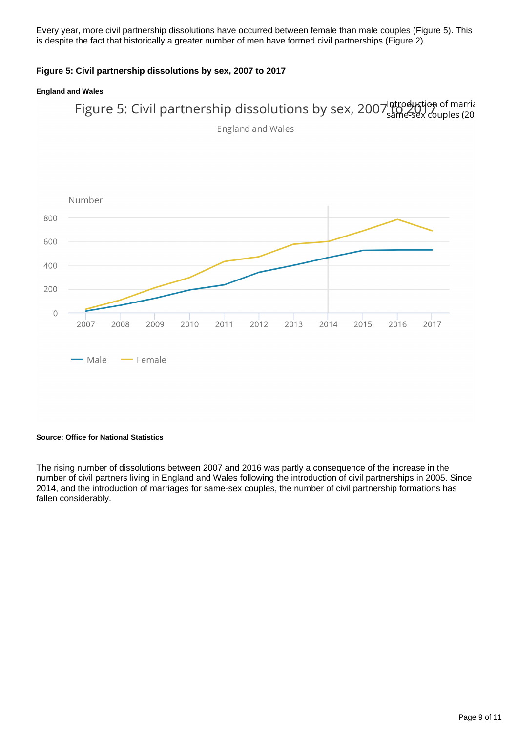Every year, more civil partnership dissolutions have occurred between female than male couples (Figure 5). This is despite the fact that historically a greater number of men have formed civil partnerships (Figure 2).

**Figure 5: Civil partnership dissolutions by sex, 2007 to 2017**

**England and Wales**

Figure 5: Civil partnership dissolutions by sex, 2007 to 2017

England and Wales

Introduction of marria
same-sex couples (20

Number

800
600
400
200
0

2007 2008 2009 2010 2011 2012 2013 2014 2015 2016 2017

Male Female

**Source: Office for National Statistics**

The rising number of dissolutions between 2007 and 2016 was partly a consequence of the increase in the number of civil partners living in England and Wales following the introduction of civil partnerships in 2005. Since 2014, and the introduction of marriages for same-sex couples, the number of civil partnership formations has fallen considerably.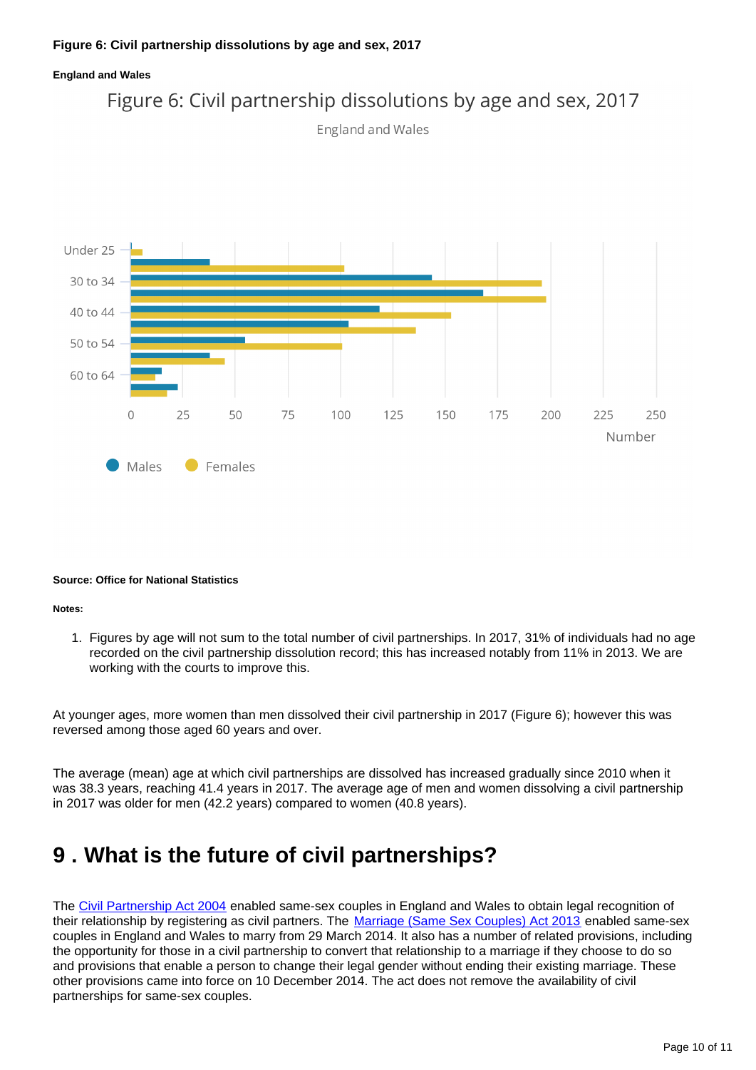**Figure 6: Civil partnership dissolutions by age and sex, 2017**

**England and Wales**

Figure 6: Civil partnership dissolutions by age and sex, 2017

England and Wales

Under 25
30 to 34
40 to 44
50 to 54
60 to 64

0
25
50
75
100
125
150
175
200
225
250

Number

Males
Females

**Source: Office for National Statistics**

**Notes:**

1. Figures by age will not sum to the total number of civil partnerships. In 2017, 31% of individuals had no age recorded on the civil partnership dissolution record; this has increased notably from 11% in 2013. We are working with the courts to improve this.

At younger ages, more women than men dissolved their civil partnership in 2017 (Figure 6); however this was reversed among those aged 60 years and over.

The average (mean) age at which civil partnerships are dissolved has increased gradually since 2010 when it was 38.3 years, reaching 41.4 years in 2017. The average age of men and women dissolving a civil partnership in 2017 was older for men (42.2 years) compared to women (40.8 years).

# 9 . What is the future of civil partnerships?

The Civil Partnership Act 2004 enabled same-sex couples in England and Wales to obtain legal recognition of their relationship by registering as civil partners. The Marriage (Same Sex Couples) Act 2013 enabled same-sex couples in England and Wales to marry from 29 March 2014. It also has a number of related provisions, including the opportunity for those in a civil partnership to convert that relationship to a marriage if they choose to do so and provisions that enable a person to change their legal gender without ending their existing marriage. These other provisions came into force on 10 December 2014. The act does not remove the availability of civil partnerships for same-sex couples.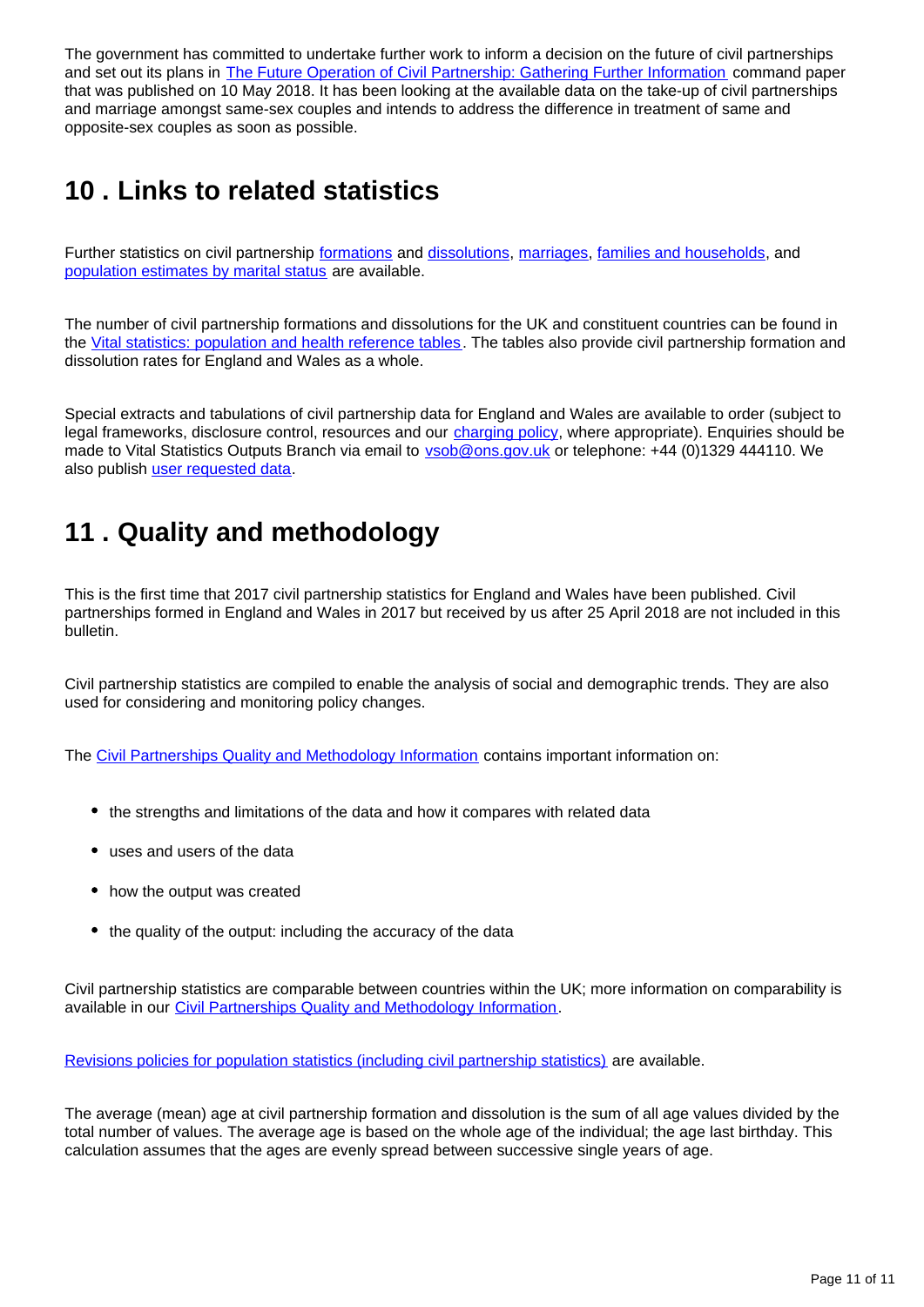The government has committed to undertake further work to inform a decision on the future of civil partnerships and set out its plans in The Future Operation of Civil Partnership: Gathering Further Information command paper that was published on 10 May 2018. It has been looking at the available data on the take-up of civil partnerships and marriage amongst same-sex couples and intends to address the difference in treatment of same and opposite-sex couples as soon as possible.

## 10 . Links to related statistics

Further statistics on civil partnership formations and dissolutions, marriages, families and households, and population estimates by marital status are available.

The number of civil partnership formations and dissolutions for the UK and constituent countries can be found in the Vital statistics: population and health reference tables. The tables also provide civil partnership formation and dissolution rates for England and Wales as a whole.

Special extracts and tabulations of civil partnership data for England and Wales are available to order (subject to legal frameworks, disclosure control, resources and our charging policy, where appropriate). Enquiries should be made to Vital Statistics Outputs Branch via email to vsob@ons.gov.uk or telephone: +44 (0)1329 444110. We also publish user requested data.

## 11 . Quality and methodology

This is the first time that 2017 civil partnership statistics for England and Wales have been published. Civil partnerships formed in England and Wales in 2017 but received by us after 25 April 2018 are not included in this bulletin.

Civil partnership statistics are compiled to enable the analysis of social and demographic trends. They are also used for considering and monitoring policy changes.

The Civil Partnerships Quality and Methodology Information contains important information on:

- the strengths and limitations of the data and how it compares with related data
- uses and users of the data
- how the output was created
- the quality of the output: including the accuracy of the data

Civil partnership statistics are comparable between countries within the UK; more information on comparability is available in our Civil Partnerships Quality and Methodology Information.

Revisions policies for population statistics (including civil partnership statistics) are available.

The average (mean) age at civil partnership formation and dissolution is the sum of all age values divided by the total number of values. The average age is based on the whole age of the individual; the age last birthday. This calculation assumes that the ages are evenly spread between successive single years of age.